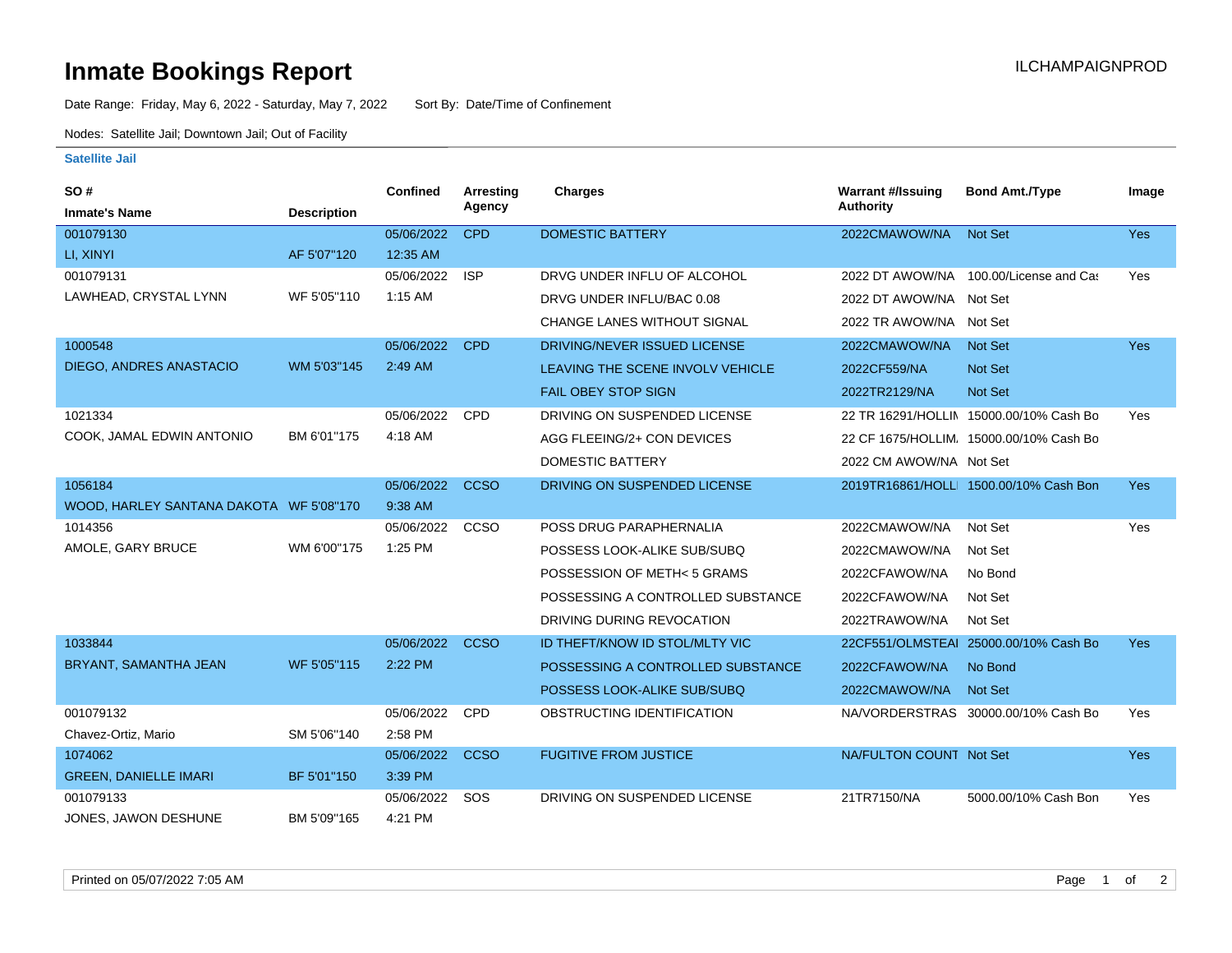# Inmate Bookings Report

ILCHAMPAIGNPROD

Date Range: Friday, May 6, 2022 - Saturday, May 7, 2022 Sort By: Date/Time of Confinement

Nodes: Satellite Jail; Downtown Jail; Out of Facility

## Satellite Jail

| SO # / Inmate's Name | Description | Confined | Arresting Agency | Charges | Warrant #/Issuing Authority | Bond Amt./Type | Image |
|---|---|---|---|---|---|---|---|
| 001079130 LI, XINYI | AF 5'07"120 | 05/06/2022 12:35 AM | CPD | DOMESTIC BATTERY | 2022CMAWOW/NA | Not Set | Yes |
| 001079131 LAWHEAD, CRYSTAL LYNN | WF 5'05"110 | 05/06/2022 1:15 AM | ISP | DRVG UNDER INFLU OF ALCOHOL | 2022 DT AWOW/NA | 100.00/License and Cas | Yes |
| | | | | DRVG UNDER INFLU/BAC 0.08 | 2022 DT AWOW/NA | Not Set | |
| | | | | CHANGE LANES WITHOUT SIGNAL | 2022 TR AWOW/NA | Not Set | |
| 1000548 DIEGO, ANDRES ANASTACIO | WM 5'03"145 | 05/06/2022 2:49 AM | CPD | DRIVING/NEVER ISSUED LICENSE | 2022CMAWOW/NA | Not Set | Yes |
| | | | | LEAVING THE SCENE INVOLV VEHICLE | 2022CF559/NA | Not Set | |
| | | | | FAIL OBEY STOP SIGN | 2022TR2129/NA | Not Set | |
| 1021334 COOK, JAMAL EDWIN ANTONIO | BM 6'01"175 | 05/06/2022 4:18 AM | CPD | DRIVING ON SUSPENDED LICENSE | 22 TR 16291/HOLLIN | 15000.00/10% Cash Bo | Yes |
| | | | | AGG FLEEING/2+ CON DEVICES | 22 CF 1675/HOLLIM. | 15000.00/10% Cash Bo | |
| | | | | DOMESTIC BATTERY | 2022 CM AWOW/NA | Not Set | |
| 1056184 WOOD, HARLEY SANTANA DAKOTA | WF 5'08"170 | 05/06/2022 9:38 AM | CCSO | DRIVING ON SUSPENDED LICENSE | 2019TR16861/HOLLI | 1500.00/10% Cash Bon | Yes |
| 1014356 AMOLE, GARY BRUCE | WM 6'00"175 | 05/06/2022 1:25 PM | CCSO | POSS DRUG PARAPHERNALIA | 2022CMAWOW/NA | Not Set | Yes |
| | | | | POSSESS LOOK-ALIKE SUB/SUBQ | 2022CMAWOW/NA | Not Set | |
| | | | | POSSESSION OF METH< 5 GRAMS | 2022CFAWOW/NA | No Bond | |
| | | | | POSSESSING A CONTROLLED SUBSTANCE | 2022CFAWOW/NA | Not Set | |
| | | | | DRIVING DURING REVOCATION | 2022TRAWOW/NA | Not Set | |
| 1033844 BRYANT, SAMANTHA JEAN | WF 5'05"115 | 05/06/2022 2:22 PM | CCSO | ID THEFT/KNOW ID STOL/MLTY VIC | 22CF551/OLMSTEAI | 25000.00/10% Cash Bo | Yes |
| | | | | POSSESSING A CONTROLLED SUBSTANCE | 2022CFAWOW/NA | No Bond | |
| | | | | POSSESS LOOK-ALIKE SUB/SUBQ | 2022CMAWOW/NA | Not Set | |
| 001079132 Chavez-Ortiz, Mario | SM 5'06"140 | 05/06/2022 2:58 PM | CPD | OBSTRUCTING IDENTIFICATION | NA/VORDERSTRAS | 30000.00/10% Cash Bo | Yes |
| 1074062 GREEN, DANIELLE IMARI | BF 5'01"150 | 05/06/2022 3:39 PM | CCSO | FUGITIVE FROM JUSTICE | NA/FULTON COUNT | Not Set | Yes |
| 001079133 JONES, JAWON DESHUNE | BM 5'09"165 | 05/06/2022 4:21 PM | SOS | DRIVING ON SUSPENDED LICENSE | 21TR7150/NA | 5000.00/10% Cash Bon | Yes |

Printed on 05/07/2022 7:05 AM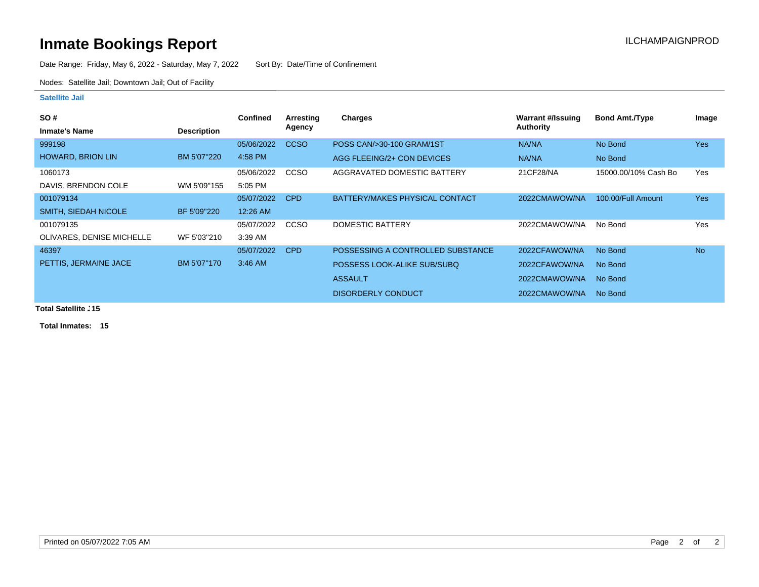# Inmate Bookings Report

ILCHAMPAIGNPROD

Date Range: Friday, May 6, 2022 - Saturday, May 7, 2022 Sort By: Date/Time of Confinement

Nodes: Satellite Jail; Downtown Jail; Out of Facility

**Satellite Jail**

| SO # / Inmate's Name | Description | Confined | Arresting Agency | Charges | Warrant #/Issuing Authority | Bond Amt./Type | Image |
|---|---|---|---|---|---|---|---|
| 999198 | | 05/06/2022 | CCSO | POSS CAN/>30-100 GRAM/1ST | NA/NA | No Bond | Yes |
| HOWARD, BRION LIN | BM 5'07"220 | 4:58 PM | | AGG FLEEING/2+ CON DEVICES | NA/NA | No Bond | |
| 1060173 | | 05/06/2022 | CCSO | AGGRAVATED DOMESTIC BATTERY | 21CF28/NA | 15000.00/10% Cash Bo | Yes |
| DAVIS, BRENDON COLE | WM 5'09"155 | 5:05 PM | | | | | |
| 001079134 | | 05/07/2022 | CPD | BATTERY/MAKES PHYSICAL CONTACT | 2022CMAWOW/NA | 100.00/Full Amount | Yes |
| SMITH, SIEDAH NICOLE | BF 5'09"220 | 12:26 AM | | | | | |
| 001079135 | | 05/07/2022 | CCSO | DOMESTIC BATTERY | 2022CMAWOW/NA | No Bond | Yes |
| OLIVARES, DENISE MICHELLE | WF 5'03"210 | 3:39 AM | | | | | |
| 46397 | | 05/07/2022 | CPD | POSSESSING A CONTROLLED SUBSTANCE | 2022CFAWOW/NA | No Bond | No |
| PETTIS, JERMAINE JACE | BM 5'07"170 | 3:46 AM | | POSSESS LOOK-ALIKE SUB/SUBQ | 2022CFAWOW/NA | No Bond | |
| | | | | ASSAULT | 2022CMAWOW/NA | No Bond | |
| | | | | DISORDERLY CONDUCT | 2022CMAWOW/NA | No Bond | |

**Total Satellite J 15**

**Total Inmates: 15**

Printed on 05/07/2022 7:05 AM